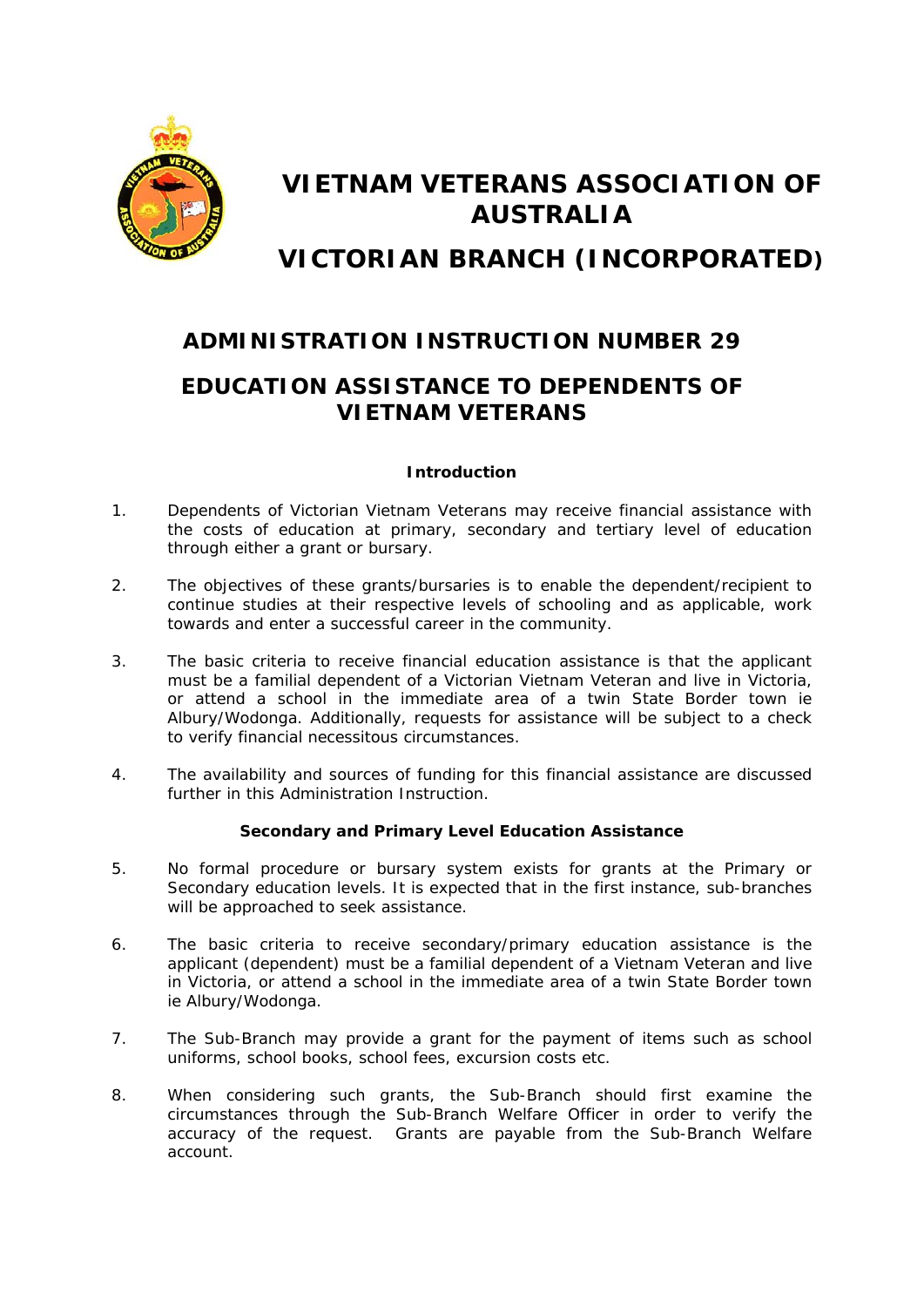# VIETNAM VETERANS ASSOCIATION OF AUSTRALIA

# VICTORIAN BRANCH (INCORPORATED)

## ADMINISTRATION INSTRUCTION NUMBER 29

## EDUCATION ASSISTANCE TO DEPENDENTS OF VIETNAM VETERANS

### Introduction

1. Dependents of Victorian Vietnam Veterans may receive financial assistance with the costs of education at primary, secondary and tertiary level of education through either a grant or bursary.

2. The objectives of these grants/bursaries is to enable the dependent/recipient to continue studies at their respective levels of schooling and as applicable, work towards and enter a successful career in the community.

3. The basic criteria to receive financial education assistance is that the applicant must be a familial dependent of a Victorian Vietnam Veteran and live in Victoria, or attend a school in the immediate area of a twin State Border town ie Albury/Wodonga. Additionally, requests for assistance will be subject to a check to verify financial necessitous circumstances.

4. The availability and sources of funding for this financial assistance are discussed further in this Administration Instruction.

### Secondary and Primary Level Education Assistance

5. No formal procedure or bursary system exists for grants at the Primary or Secondary education levels. It is expected that in the first instance, sub-branches will be approached to seek assistance.

6. The basic criteria to receive secondary/primary education assistance is the applicant (dependent) must be a familial dependent of a Vietnam Veteran and live in Victoria, or attend a school in the immediate area of a twin State Border town ie Albury/Wodonga.

7. The Sub-Branch may provide a grant for the payment of items such as school uniforms, school books, school fees, excursion costs etc.

8. When considering such grants, the Sub-Branch should first examine the circumstances through the Sub-Branch Welfare Officer in order to verify the accuracy of the request. Grants are payable from the Sub-Branch Welfare account.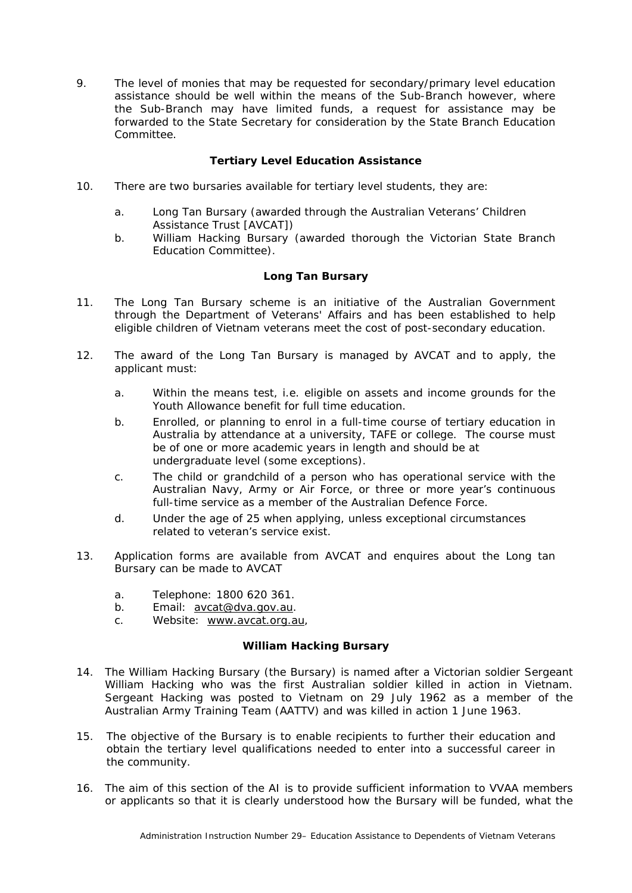9. The level of monies that may be requested for secondary/primary level education assistance should be well within the means of the Sub-Branch however, where the Sub-Branch may have limited funds, a request for assistance may be forwarded to the State Secretary for consideration by the State Branch Education Committee.

### Tertiary Level Education Assistance

10. There are two bursaries available for tertiary level students, they are:

    a. Long Tan Bursary (awarded through the Australian Veterans' Children Assistance Trust [AVCAT])
    b. William Hacking Bursary (awarded thorough the Victorian State Branch Education Committee).

### Long Tan Bursary

11. The Long Tan Bursary scheme is an initiative of the Australian Government through the Department of Veterans' Affairs and has been established to help eligible children of Vietnam veterans meet the cost of post-secondary education.

12. The award of the Long Tan Bursary is managed by AVCAT and to apply, the applicant must:

    a. Within the means test, i.e. eligible on assets and income grounds for the Youth Allowance benefit for full time education.
    b. Enrolled, or planning to enrol in a full-time course of tertiary education in Australia by attendance at a university, TAFE or college. The course must be of one or more academic years in length and should be at undergraduate level (some exceptions).
    c. The child or grandchild of a person who has operational service with the Australian Navy, Army or Air Force, or three or more year's continuous full-time service as a member of the Australian Defence Force.
    d. Under the age of 25 when applying, unless exceptional circumstances related to veteran's service exist.

13. Application forms are available from AVCAT and enquires about the Long tan Bursary can be made to AVCAT

    a. Telephone: 1800 620 361.
    b. Email: avcat@dva.gov.au.
    c. Website: www.avcat.org.au,

### William Hacking Bursary

14. The William Hacking Bursary (the Bursary) is named after a Victorian soldier Sergeant William Hacking who was the first Australian soldier killed in action in Vietnam. Sergeant Hacking was posted to Vietnam on 29 July 1962 as a member of the Australian Army Training Team (AATTV) and was killed in action 1 June 1963.

15. The objective of the Bursary is to enable recipients to further their education and obtain the tertiary level qualifications needed to enter into a successful career in the community.

16. The aim of this section of the AI is to provide sufficient information to VVAA members or applicants so that it is clearly understood how the Bursary will be funded, what the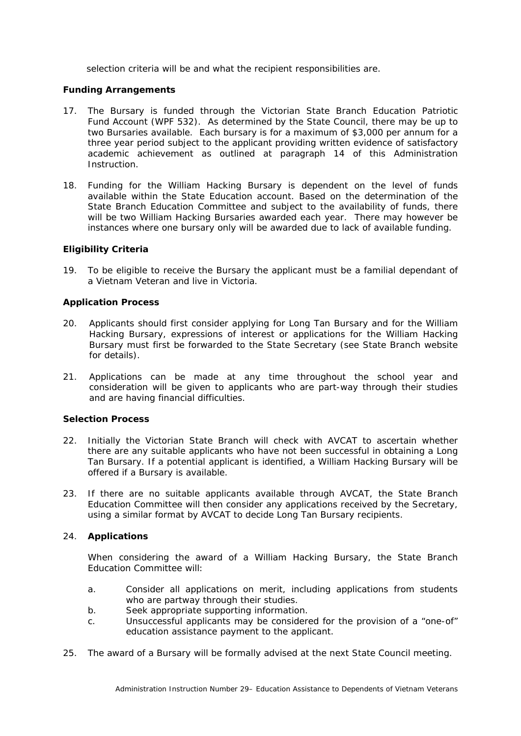selection criteria will be and what the recipient responsibilities are.

**Funding Arrangements**

17. The Bursary is funded through the Victorian State Branch Education Patriotic Fund Account (WPF 532). As determined by the State Council, there may be up to two Bursaries available. Each bursary is for a maximum of $3,000 per annum for a three year period subject to the applicant providing written evidence of satisfactory academic achievement as outlined at paragraph 14 of this Administration Instruction.

18. Funding for the William Hacking Bursary is dependent on the level of funds available within the State Education account. Based on the determination of the State Branch Education Committee and subject to the availability of funds, there will be two William Hacking Bursaries awarded each year. There may however be instances where one bursary only will be awarded due to lack of available funding.

**Eligibility Criteria**

19. To be eligible to receive the Bursary the applicant must be a familial dependant of a Vietnam Veteran and live in Victoria.

**Application Process**

20. Applicants should first consider applying for Long Tan Bursary and for the William Hacking Bursary, expressions of interest or applications for the William Hacking Bursary must first be forwarded to the State Secretary (see State Branch website for details).

21. Applications can be made at any time throughout the school year and consideration will be given to applicants who are part-way through their studies and are having financial difficulties.

**Selection Process**

22. Initially the Victorian State Branch will check with AVCAT to ascertain whether there are any suitable applicants who have not been successful in obtaining a Long Tan Bursary. If a potential applicant is identified, a William Hacking Bursary will be offered if a Bursary is available.

23. If there are no suitable applicants available through AVCAT, the State Branch Education Committee will then consider any applications received by the Secretary, using a similar format by AVCAT to decide Long Tan Bursary recipients.

24. **Applications**

    When considering the award of a William Hacking Bursary, the State Branch Education Committee will:

    a. Consider all applications on merit, including applications from students who are partway through their studies.
    b. Seek appropriate supporting information.
    c. Unsuccessful applicants may be considered for the provision of a "one-of" education assistance payment to the applicant.

25. The award of a Bursary will be formally advised at the next State Council meeting.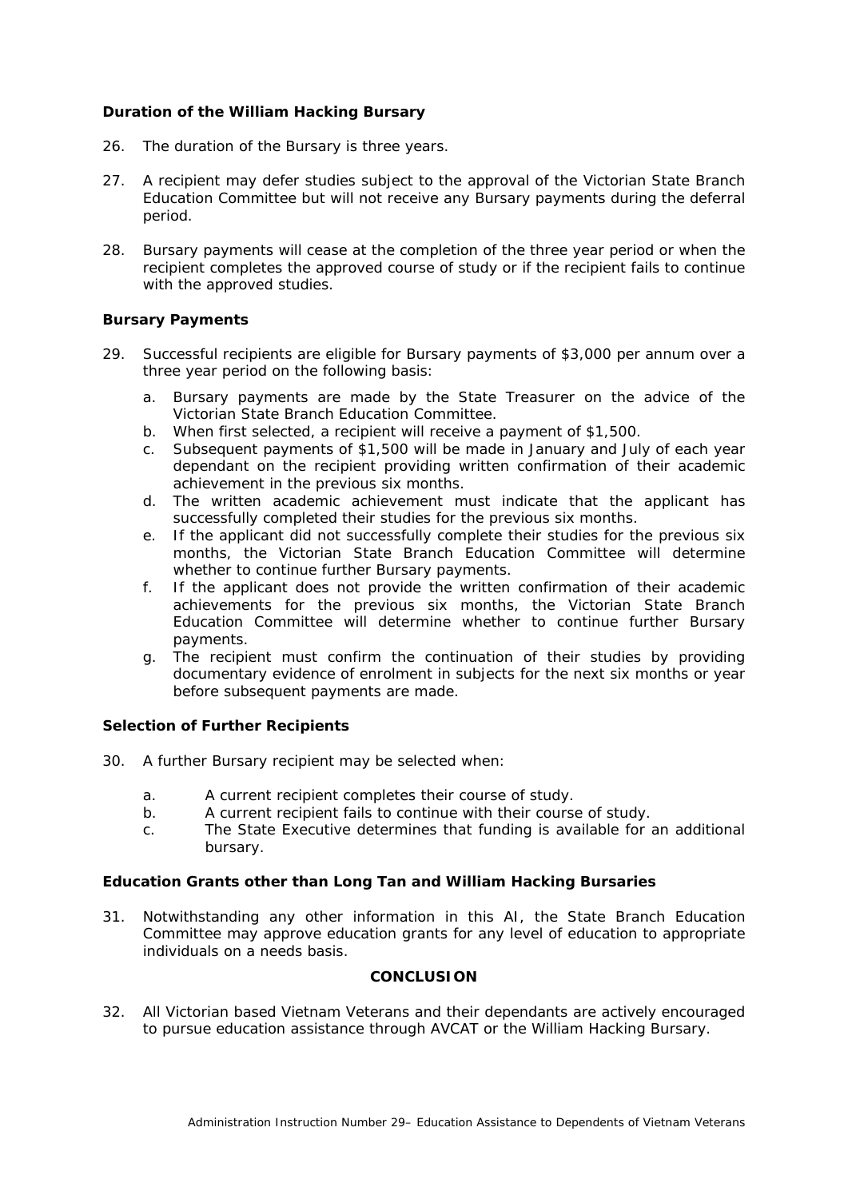### Duration of the William Hacking Bursary

26. The duration of the Bursary is three years.

27. A recipient may defer studies subject to the approval of the Victorian State Branch Education Committee but will not receive any Bursary payments during the deferral period.

28. Bursary payments will cease at the completion of the three year period or when the recipient completes the approved course of study or if the recipient fails to continue with the approved studies.

### Bursary Payments

29. Successful recipients are eligible for Bursary payments of $3,000 per annum over a three year period on the following basis:

    a. Bursary payments are made by the State Treasurer on the advice of the Victorian State Branch Education Committee.
    b. When first selected, a recipient will receive a payment of $1,500.
    c. Subsequent payments of $1,500 will be made in January and July of each year dependant on the recipient providing written confirmation of their academic achievement in the previous six months.
    d. The written academic achievement must indicate that the applicant has successfully completed their studies for the previous six months.
    e. If the applicant did not successfully complete their studies for the previous six months, the Victorian State Branch Education Committee will determine whether to continue further Bursary payments.
    f. If the applicant does not provide the written confirmation of their academic achievements for the previous six months, the Victorian State Branch Education Committee will determine whether to continue further Bursary payments.
    g. The recipient must confirm the continuation of their studies by providing documentary evidence of enrolment in subjects for the next six months or year before subsequent payments are made.

### Selection of Further Recipients

30. A further Bursary recipient may be selected when:

    a. A current recipient completes their course of study.
    b. A current recipient fails to continue with their course of study.
    c. The State Executive determines that funding is available for an additional bursary.

### Education Grants other than Long Tan and William Hacking Bursaries

31. Notwithstanding any other information in this AI, the State Branch Education Committee may approve education grants for any level of education to appropriate individuals on a needs basis.

## CONCLUSION

32. All Victorian based Vietnam Veterans and their dependants are actively encouraged to pursue education assistance through AVCAT or the William Hacking Bursary.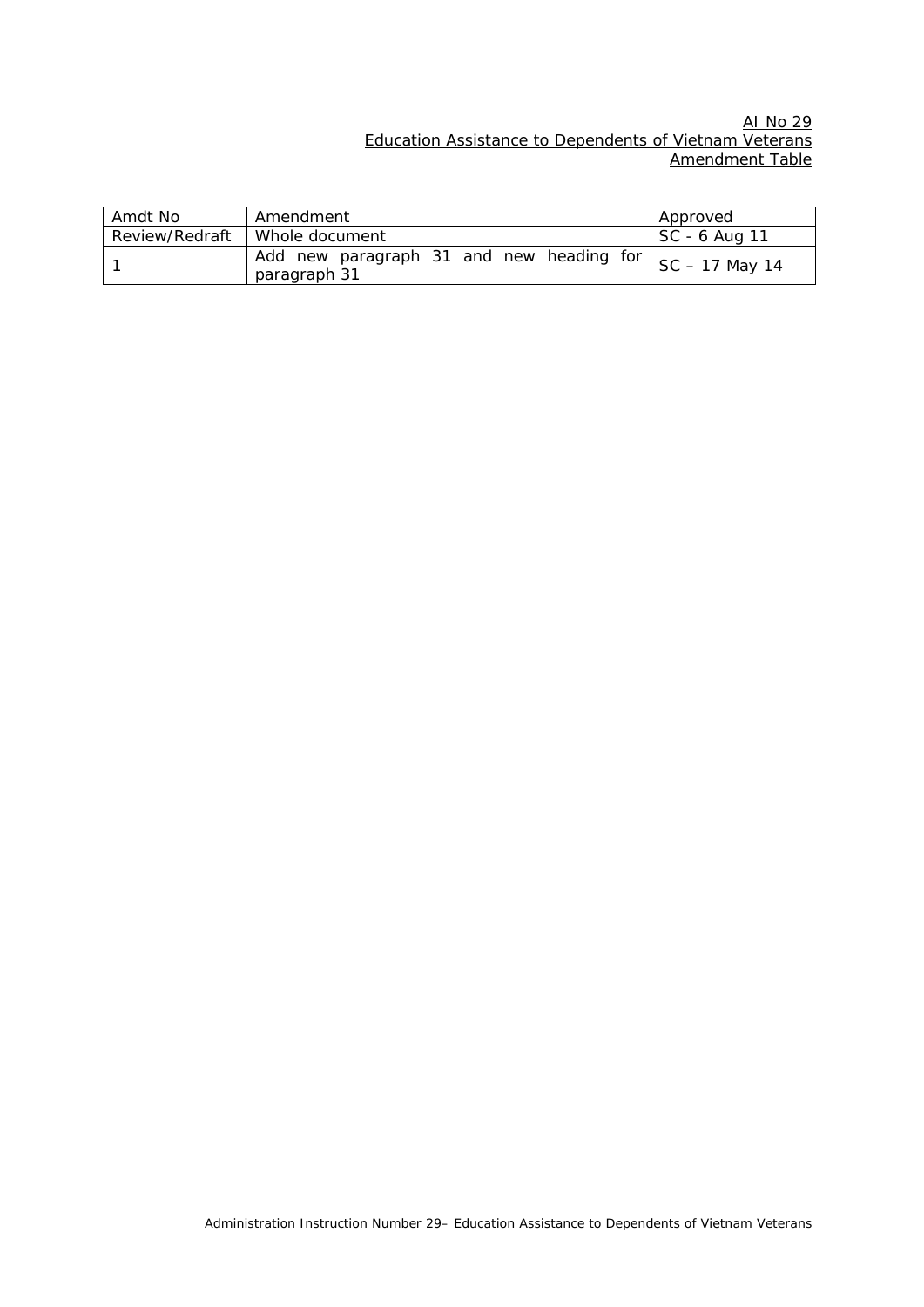AI No 29
Education Assistance to Dependents of Vietnam Veterans
Amendment Table

| Amdt No | Amendment | Approved |
| --- | --- | --- |
| Review/Redraft | Whole document | SC - 6 Aug 11 |
| 1 | Add new paragraph 31 and new heading for paragraph 31 | SC – 17 May 14 |